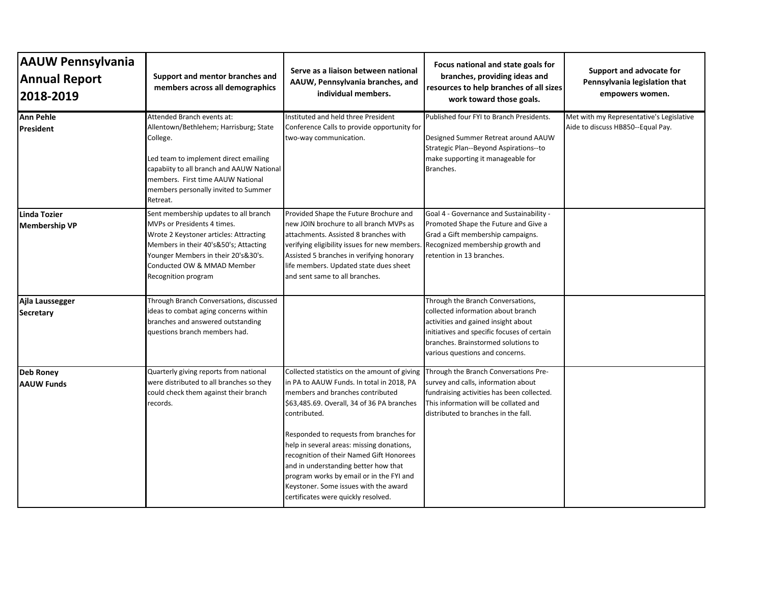| AAUW Pennsylvania Annual Report 2018-2019 | Support and mentor branches and members across all demographics | Serve as a liaison between national AAUW, Pennsylvania branches, and individual members. | Focus national and state goals for branches, providing ideas and resources to help branches of all sizes work toward those goals. | Support and advocate for Pennsylvania legislation that empowers women. |
|---|---|---|---|---|
| **Ann Pehle**<br>**President** | Attended Branch events at: Allentown/Bethlehem; Harrisburg; State College.<br><br>Led team to implement direct emailing capabiity to all branch and AAUW National members. First time AAUW National members personally invited to Summer Retreat. | Instituted and held three President Conference Calls to provide opportunity for two-way communication. | Published four FYI to Branch Presidents.<br><br>Designed Summer Retreat around AAUW Strategic Plan--Beyond Aspirations--to make supporting it manageable for Branches. | Met with my Representative's Legislative Aide to discuss HB850--Equal Pay. |
| **Linda Tozier**<br>**Membership VP** | Sent membership updates to all branch MVPs or Presidents 4 times.<br>Wrote 2 Keystoner articles: Attracting Members in their 40's&50's; Attacting Younger Members in their 20's&30's.<br>Conducted OW & MMAD Member Recognition program | Provided Shape the Future Brochure and new JOIN brochure to all branch MVPs as attachments. Assisted 8 branches with verifying eligibility issues for new members. Assisted 5 branches in verifying honorary life members. Updated state dues sheet and sent same to all branches. | Goal 4 - Governance and Sustainability - Promoted Shape the Future and Give a Grad a Gift membership campaigns. Recognized membership growth and retention in 13 branches. | |
| **Ajla Laussegger**<br>**Secretary** | Through Branch Conversations, discussed ideas to combat aging concerns within branches and answered outstanding questions branch members had. | | Through the Branch Conversations, collected information about branch activities and gained insight about initiatives and specific focuses of certain branches. Brainstormed solutions to various questions and concerns. | |
| **Deb Roney**<br>**AAUW Funds** | Quarterly giving reports from national were distributed to all branches so they could check them against their branch records. | Collected statistics on the amount of giving in PA to AAUW Funds. In total in 2018, PA members and branches contributed $63,485.69. Overall, 34 of 36 PA branches contributed.<br><br>Responded to requests from branches for help in several areas: missing donations, recognition of their Named Gift Honorees and in understanding better how that program works by email or in the FYI and Keystoner. Some issues with the award certificates were quickly resolved. | Through the Branch Conversations Pre-survey and calls, information about fundraising activities has been collected. This information will be collated and distributed to branches in the fall. | |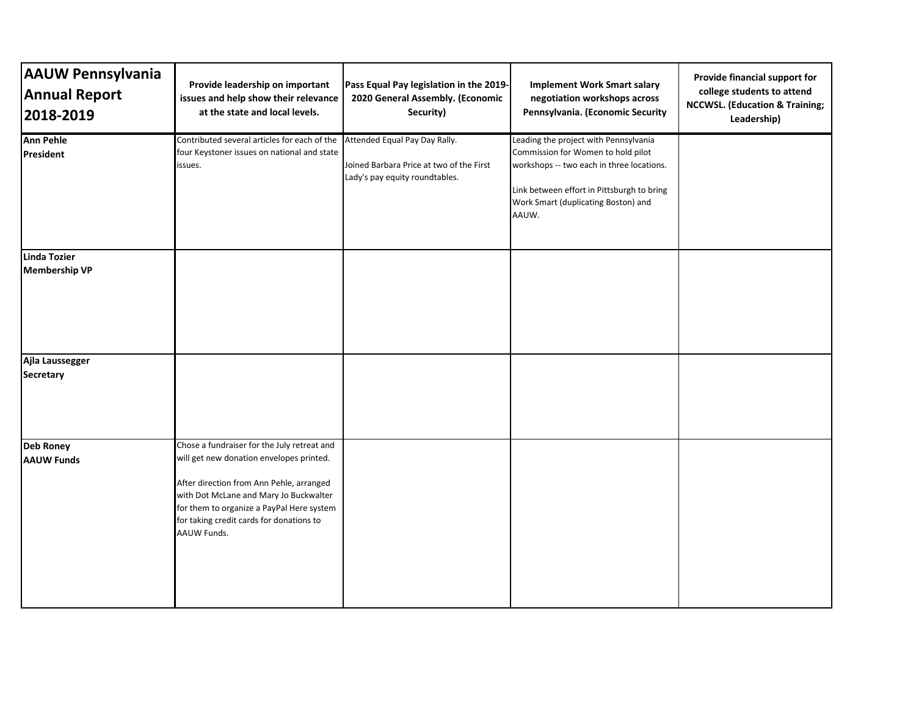| AAUW Pennsylvania Annual Report 2018-2019 | Provide leadership on important issues and help show their relevance at the state and local levels. | Pass Equal Pay legislation in the 2019-2020 General Assembly. (Economic Security) | Implement Work Smart salary negotiation workshops across Pennsylvania. (Economic Security | Provide financial support for college students to attend NCCWSL. (Education & Training; Leadership) |
|---|---|---|---|---|
| **Ann Pehle**<br>**President** | Contributed several articles for each of the four Keystoner issues on national and state issues. | Attended Equal Pay Day Rally.<br><br>Joined Barbara Price at two of the First Lady's pay equity roundtables. | Leading the project with Pennsylvania Commission for Women to hold pilot workshops -- two each in three locations.<br><br>Link between effort in Pittsburgh to bring Work Smart (duplicating Boston) and AAUW. | |
| **Linda Tozier**<br>**Membership VP** | | | | |
| **Ajla Laussegger**<br>**Secretary** | | | | |
| **Deb Roney**<br>**AAUW Funds** | Chose a fundraiser for the July retreat and will get new donation envelopes printed.<br><br>After direction from Ann Pehle, arranged with Dot McLane and Mary Jo Buckwalter for them to organize a PayPal Here system for taking credit cards for donations to AAUW Funds. | | | |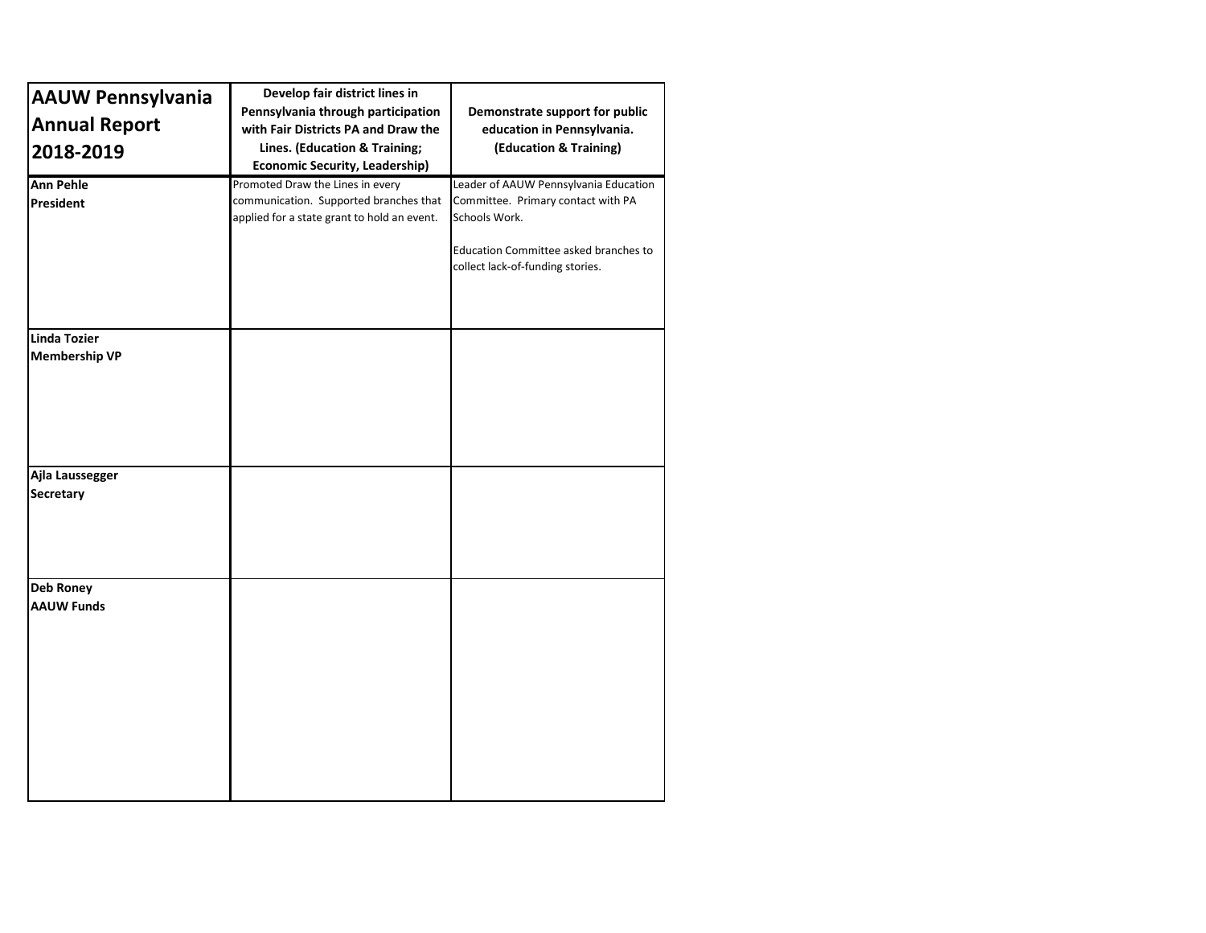| **AAUW Pennsylvania Annual Report 2018-2019** | **Develop fair district lines in Pennsylvania through participation with Fair Districts PA and Draw the Lines. (Education & Training; Economic Security, Leadership)** | **Demonstrate support for public education in Pennsylvania. (Education & Training)** |
|---|---|---|
| **Ann Pehle**<br>**President** | Promoted Draw the Lines in every communication. Supported branches that applied for a state grant to hold an event. | Leader of AAUW Pennsylvania Education Committee. Primary contact with PA Schools Work.<br><br>Education Committee asked branches to collect lack-of-funding stories. |
| **Linda Tozier**<br>**Membership VP** | | |
| **Ajla Laussegger**<br>**Secretary** | | |
| **Deb Roney**<br>**AAUW Funds** | | |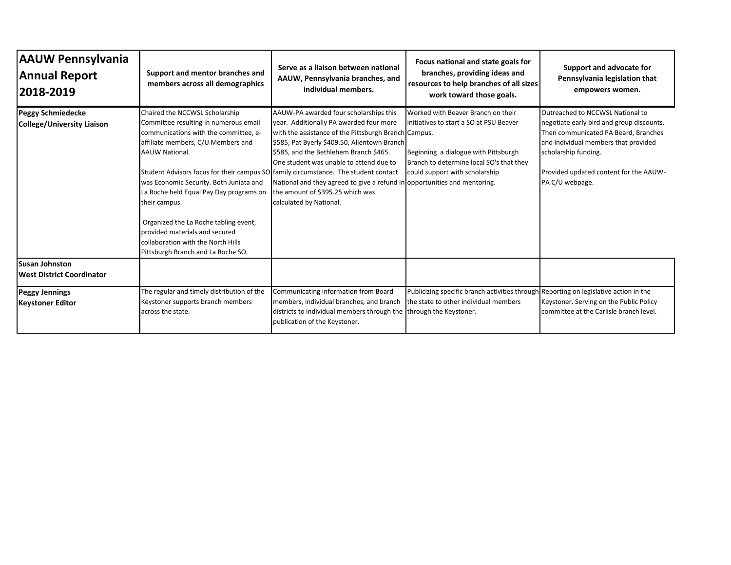| AAUW Pennsylvania Annual Report 2018-2019 | Support and mentor branches and members across all demographics | Serve as a liaison between national AAUW, Pennsylvania branches, and individual members. | Focus national and state goals for branches, providing ideas and resources to help branches of all sizes work toward those goals. | Support and advocate for Pennsylvania legislation that empowers women. |
|---|---|---|---|---|
| **Peggy Schmiedecke**<br>**College/University Liaison** | Chaired the NCCWSL Scholarship Committee resulting in numerous email communications with the committee, e-affiliate members, C/U Members and AAUW National.<br><br>Student Advisors focus for their campus SO was Economic Security. Both Juniata and La Roche held Equal Pay Day programs on their campus.<br><br>Organized the La Roche tabling event, provided materials and secured collaboration with the North Hills Pittsburgh Branch and La Roche SO. | AAUW-PA awarded four scholarships this year. Additionally PA awarded four more with the assistance of the Pittsburgh Branch $585, Pat Byerly $409.50, Allentown Branch $585, and the Bethlehem Branch $465. One student was unable to attend due to family circumstance. The student contact National and they agreed to give a refund in the amount of $395.25 which was calculated by National. | Worked with Beaver Branch on their initiatives to start a SO at PSU Beaver Campus.<br><br>Beginning a dialogue with Pittsburgh Branch to determine local SO's that they could support with scholarship opportunities and mentoring. | Outreached to NCCWSL National to negotiate early bird and group discounts. Then communicated PA Board, Branches and individual members that provided scholarship funding.<br><br>Provided updated content for the AAUW-PA C/U webpage. |
| **Susan Johnston**<br>**West District Coordinator** | | | | |
| **Peggy Jennings**<br>**Keystoner Editor** | The regular and timely distribution of the Keystoner supports branch members across the state. | Communicating information from Board members, individual branches, and branch districts to individual members through the publication of the Keystoner. | Publicizing specific branch activities through the state to other individual members through the Keystoner. | Reporting on legislative action in the Keystoner. Serving on the Public Policy committee at the Carlisle branch level. |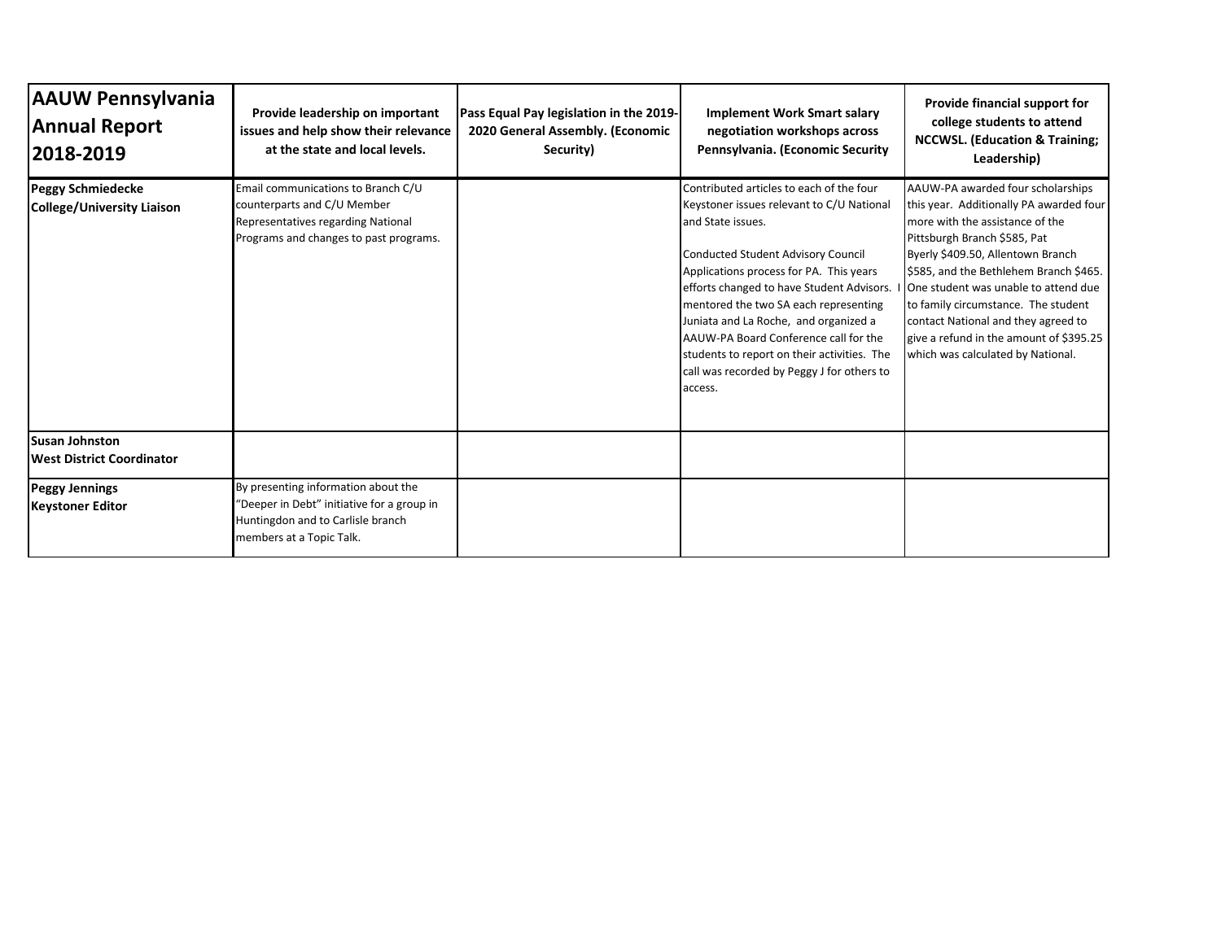| AAUW Pennsylvania Annual Report 2018-2019 | Provide leadership on important issues and help show their relevance at the state and local levels. | Pass Equal Pay legislation in the 2019-2020 General Assembly. (Economic Security) | Implement Work Smart salary negotiation workshops across Pennsylvania. (Economic Security | Provide financial support for college students to attend NCCWSL. (Education & Training; Leadership) |
|---|---|---|---|---|
| **Peggy Schmiedecke**<br>**College/University Liaison** | Email communications to Branch C/U counterparts and C/U Member Representatives regarding National Programs and changes to past programs. | | Contributed articles to each of the four Keystoner issues relevant to C/U National and State issues.<br><br>Conducted Student Advisory Council Applications process for PA. This years efforts changed to have Student Advisors. I mentored the two SA each representing Juniata and La Roche, and organized a AAUW-PA Board Conference call for the students to report on their activities. The call was recorded by Peggy J for others to access. | AAUW-PA awarded four scholarships this year. Additionally PA awarded four more with the assistance of the Pittsburgh Branch $585, Pat Byerly $409.50, Allentown Branch $585, and the Bethlehem Branch $465. One student was unable to attend due to family circumstance. The student contact National and they agreed to give a refund in the amount of $395.25 which was calculated by National. |
| **Susan Johnston**<br>**West District Coordinator** | | | | |
| **Peggy Jennings**<br>**Keystoner Editor** | By presenting information about the "Deeper in Debt" initiative for a group in Huntingdon and to Carlisle branch members at a Topic Talk. | | | |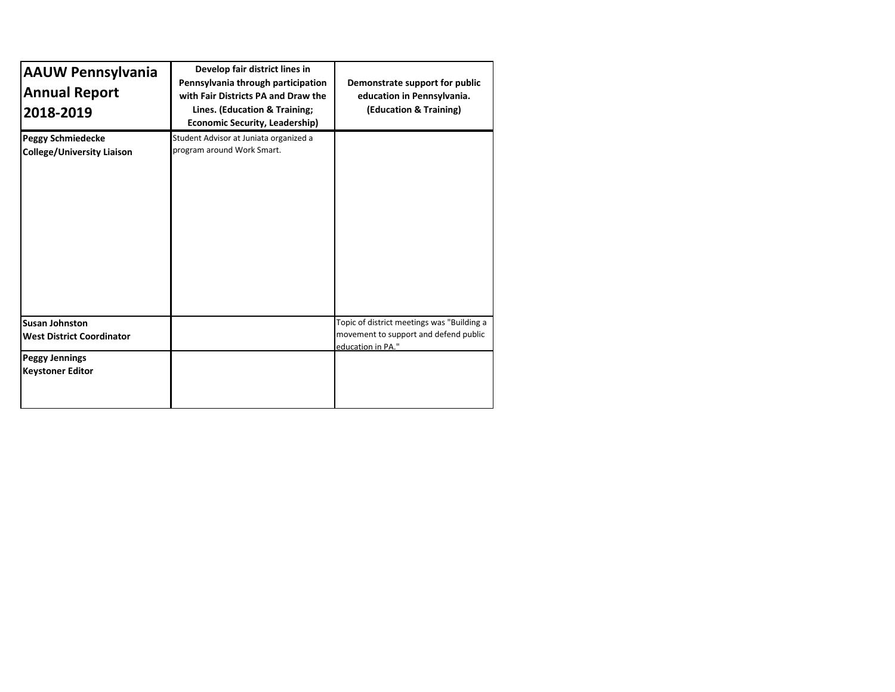| AAUW Pennsylvania Annual Report 2018-2019 | Develop fair district lines in Pennsylvania through participation with Fair Districts PA and Draw the Lines. (Education & Training; Economic Security, Leadership) | Demonstrate support for public education in Pennsylvania. (Education & Training) |
|---|---|---|
| **Peggy Schmiedecke** **College/University Liaison** | Student Advisor at Juniata organized a program around Work Smart. | |
| **Susan Johnston** **West District Coordinator** | | Topic of district meetings was "Building a movement to support and defend public education in PA." |
| **Peggy Jennings** **Keystoner Editor** | | |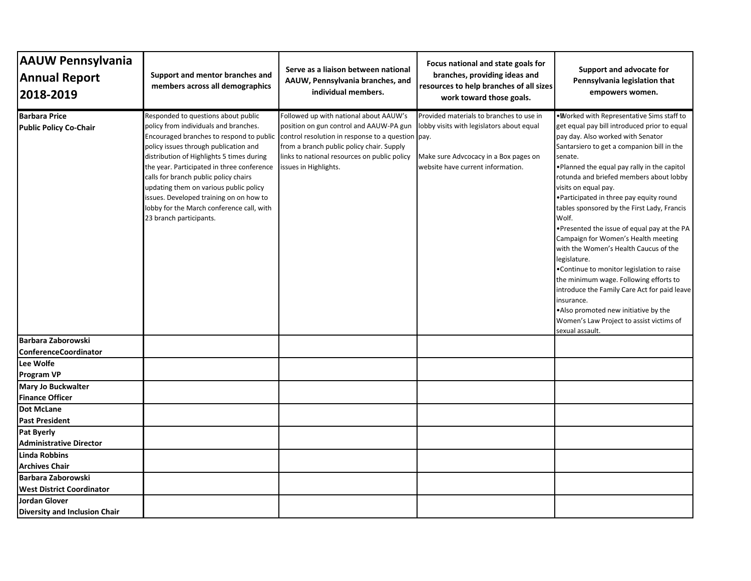| AAUW Pennsylvania Annual Report 2018-2019 | Support and mentor branches and members across all demographics | Serve as a liaison between national AAUW, Pennsylvania branches, and individual members. | Focus national and state goals for branches, providing ideas and resources to help branches of all sizes work toward those goals. | Support and advocate for Pennsylvania legislation that empowers women. |
|---|---|---|---|---|
| **Barbara Price**<br>**Public Policy Co-Chair** | Responded to questions about public policy from individuals and branches. Encouraged branches to respond to public policy issues through publication and distribution of Highlights 5 times during the year. Participated in three conference calls for branch public policy chairs updating them on various public policy issues. Developed training on on how to lobby for the March conference call, with 23 branch participants. | Followed up with national about AAUW's position on gun control and AAUW-PA gun control resolution in response to a question from a branch public policy chair. Supply links to national resources on public policy issues in Highlights. | Provided materials to branches to use in lobby visits with legislators about equal pay.<br><br>Make sure Advcocacy in a Box pages on website have current information. | •Worked with Representative Sims staff to get equal pay bill introduced prior to equal pay day. Also worked with Senator Santarsiero to get a companion bill in the senate.<br>•Planned the equal pay rally in the capitol rotunda and briefed members about lobby visits on equal pay.<br>•Participated in three pay equity round tables sponsored by the First Lady, Francis Wolf.<br>•Presented the issue of equal pay at the PA Campaign for Women's Health meeting with the Women's Health Caucus of the legislature.<br>•Continue to monitor legislation to raise the minimum wage. Following efforts to introduce the Family Care Act for paid leave insurance.<br>•Also promoted new initiative by the Women's Law Project to assist victims of sexual assault. |
| **Barbara Zaborowski**<br>**ConferenceCoordinator** | | | | |
| **Lee Wolfe**<br>**Program VP** | | | | |
| **Mary Jo Buckwalter**<br>**Finance Officer** | | | | |
| **Dot McLane**<br>**Past President** | | | | |
| **Pat Byerly**<br>**Administrative Director** | | | | |
| **Linda Robbins**<br>**Archives Chair** | | | | |
| **Barbara Zaborowski**<br>**West District Coordinator** | | | | |
| **Jordan Glover**<br>**Diversity and Inclusion Chair** | | | | |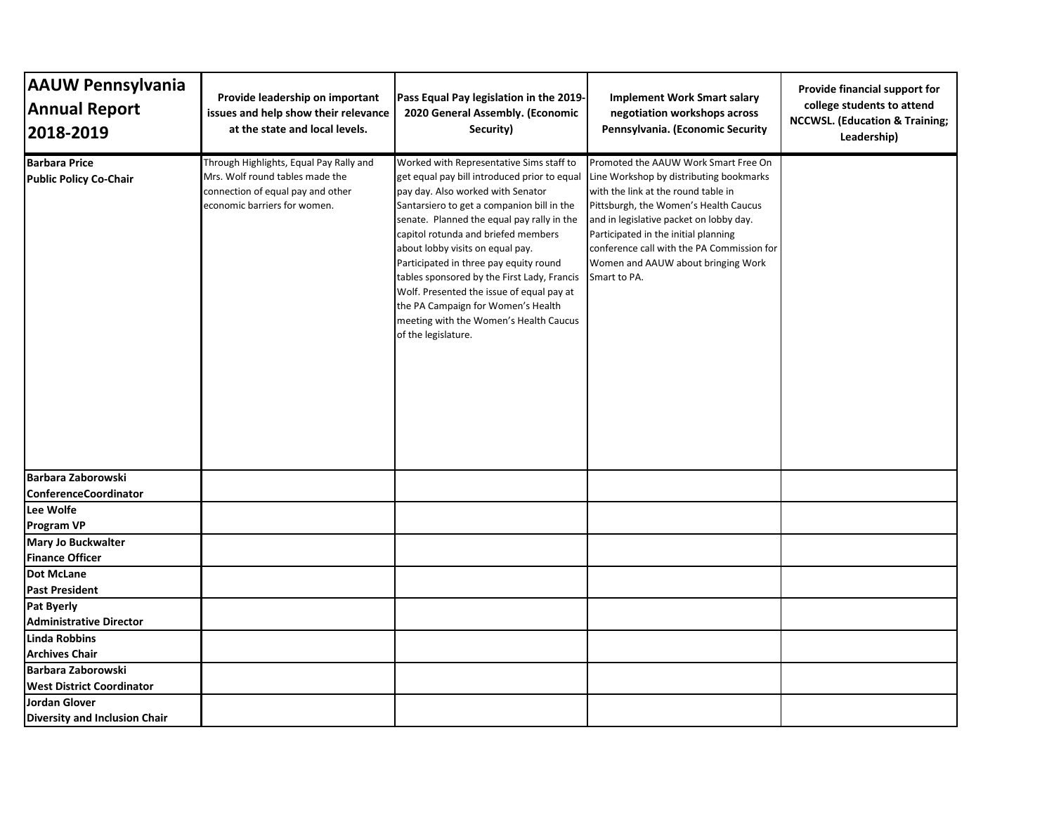| AAUW Pennsylvania Annual Report 2018-2019 | Provide leadership on important issues and help show their relevance at the state and local levels. | Pass Equal Pay legislation in the 2019-2020 General Assembly. (Economic Security) | Implement Work Smart salary negotiation workshops across Pennsylvania. (Economic Security | Provide financial support for college students to attend NCCWSL. (Education & Training; Leadership) |
|---|---|---|---|---|
| **Barbara Price**<br>**Public Policy Co-Chair** | Through Highlights, Equal Pay Rally and Mrs. Wolf round tables made the connection of equal pay and other economic barriers for women. | Worked with Representative Sims staff to get equal pay bill introduced prior to equal pay day. Also worked with Senator Santarsiero to get a companion bill in the senate. Planned the equal pay rally in the capitol rotunda and briefed members about lobby visits on equal pay. Participated in three pay equity round tables sponsored by the First Lady, Francis Wolf. Presented the issue of equal pay at the PA Campaign for Women's Health meeting with the Women's Health Caucus of the legislature. | Promoted the AAUW Work Smart Free On Line Workshop by distributing bookmarks with the link at the round table in Pittsburgh, the Women's Health Caucus and in legislative packet on lobby day. Participated in the initial planning conference call with the PA Commission for Women and AAUW about bringing Work Smart to PA. | |
| **Barbara Zaborowski**<br>**ConferenceCoordinator** | | | | |
| **Lee Wolfe**<br>**Program VP** | | | | |
| **Mary Jo Buckwalter**<br>**Finance Officer** | | | | |
| **Dot McLane**<br>**Past President** | | | | |
| **Pat Byerly**<br>**Administrative Director** | | | | |
| **Linda Robbins**<br>**Archives Chair** | | | | |
| **Barbara Zaborowski**<br>**West District Coordinator** | | | | |
| **Jordan Glover**<br>**Diversity and Inclusion Chair** | | | | |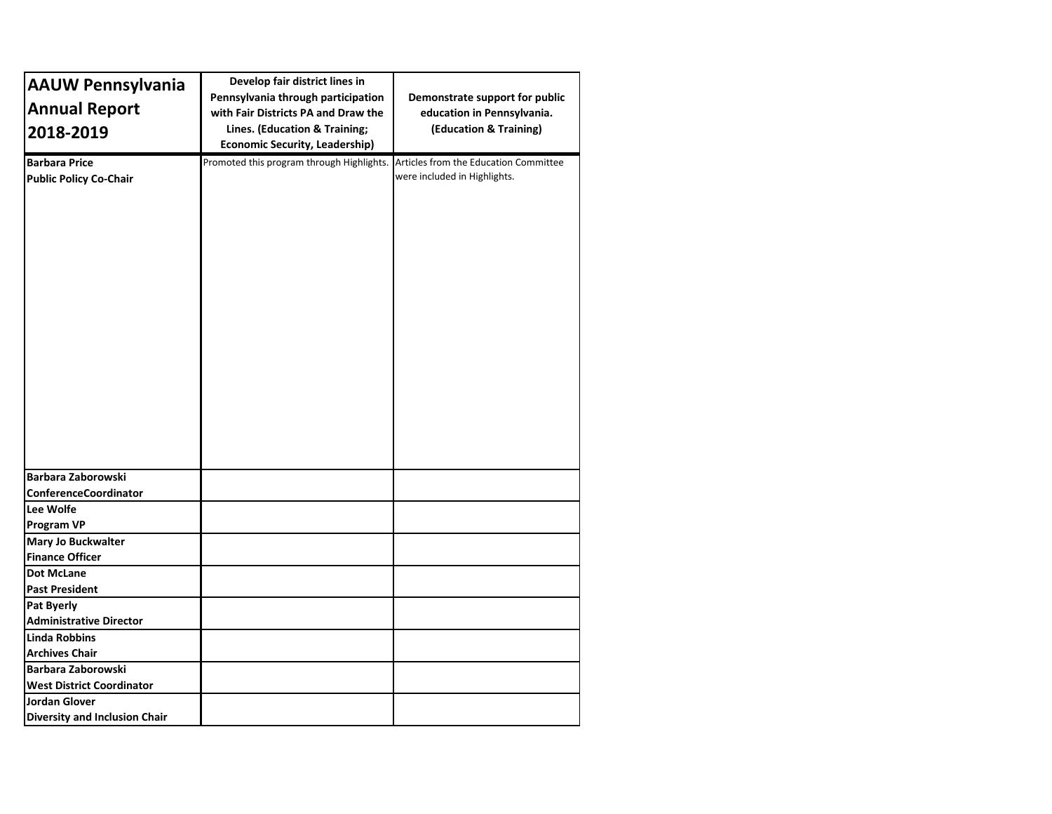| AAUW Pennsylvania Annual Report 2018-2019 | Develop fair district lines in Pennsylvania through participation with Fair Districts PA and Draw the Lines. (Education & Training; Economic Security, Leadership) | Demonstrate support for public education in Pennsylvania. (Education & Training) |
|---|---|---|
| **Barbara Price**<br>**Public Policy Co-Chair** | Promoted this program through Highlights. | Articles from the Education Committee were included in Highlights. |
| **Barbara Zaborowski**<br>**ConferenceCoordinator** | | |
| **Lee Wolfe**<br>**Program VP** | | |
| **Mary Jo Buckwalter**<br>**Finance Officer** | | |
| **Dot McLane**<br>**Past President** | | |
| **Pat Byerly**<br>**Administrative Director** | | |
| **Linda Robbins**<br>**Archives Chair** | | |
| **Barbara Zaborowski**<br>**West District Coordinator** | | |
| **Jordan Glover**<br>**Diversity and Inclusion Chair** | | |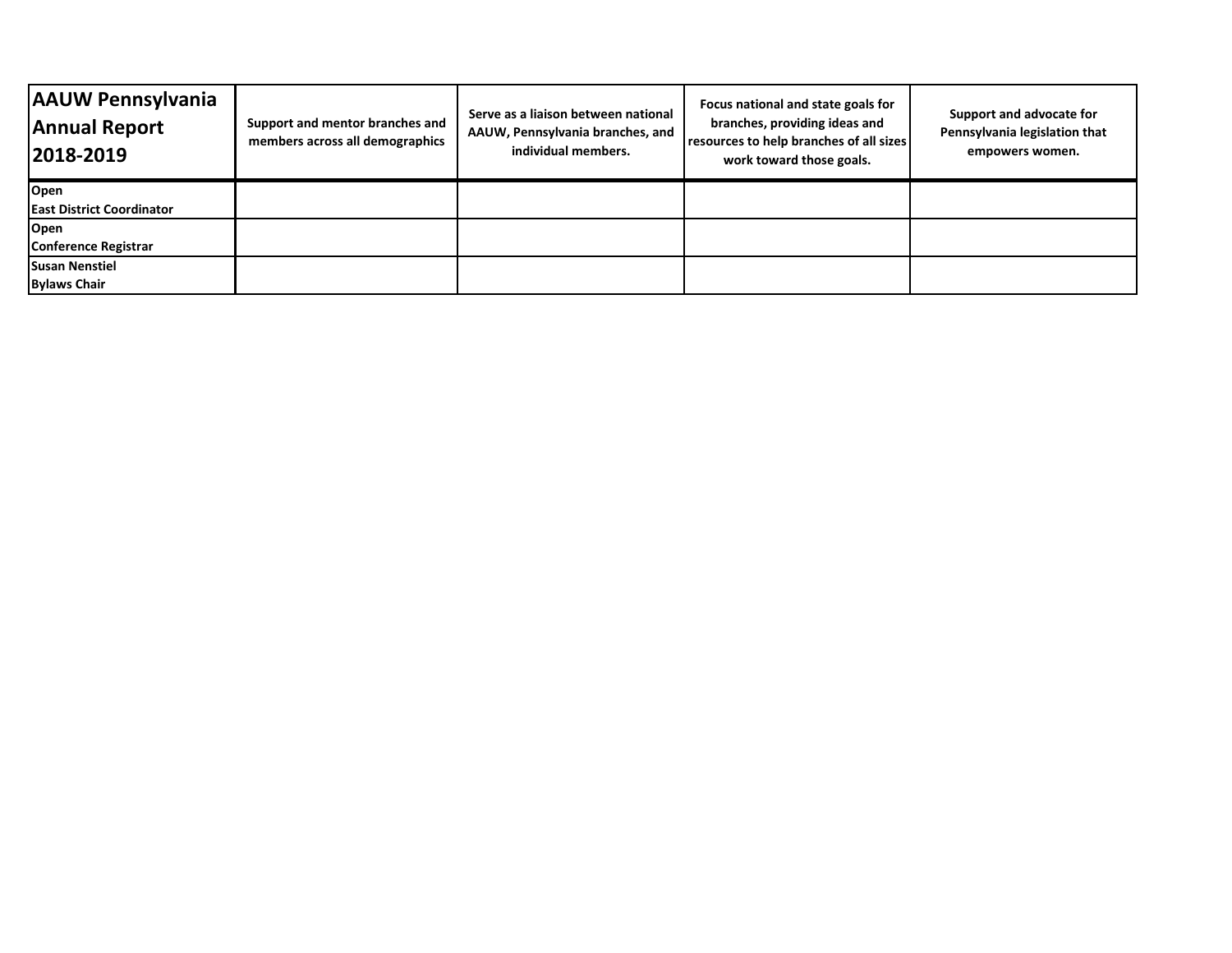| AAUW Pennsylvania Annual Report 2018-2019 | Support and mentor branches and members across all demographics | Serve as a liaison between national AAUW, Pennsylvania branches, and individual members. | Focus national and state goals for branches, providing ideas and resources to help branches of all sizes work toward those goals. | Support and advocate for Pennsylvania legislation that empowers women. |
|---|---|---|---|---|
| **Open**<br>**East District Coordinator** | | | | |
| **Open**<br>**Conference Registrar** | | | | |
| **Susan Nenstiel**<br>**Bylaws Chair** | | | | |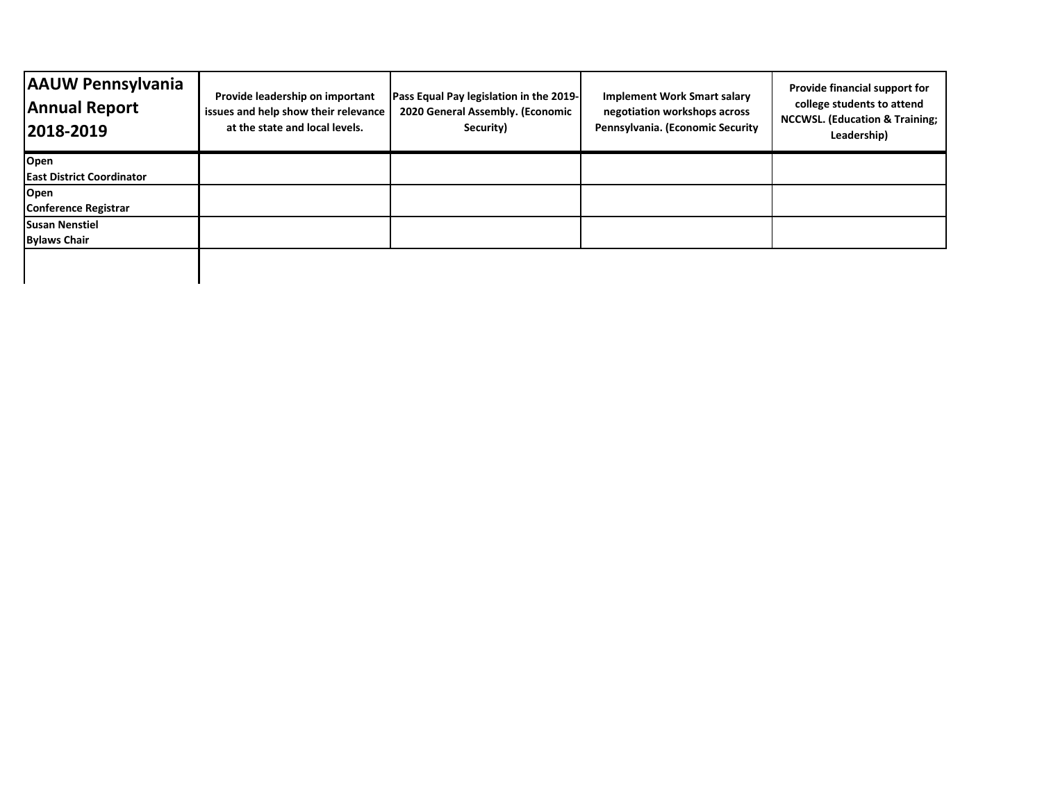| AAUW Pennsylvania Annual Report 2018-2019 | Provide leadership on important issues and help show their relevance at the state and local levels. | Pass Equal Pay legislation in the 2019-2020 General Assembly. (Economic Security) | Implement Work Smart salary negotiation workshops across Pennsylvania. (Economic Security | Provide financial support for college students to attend NCCWSL. (Education & Training; Leadership) |
|---|---|---|---|---|
| **Open**<br>**East District Coordinator** | | | | |
| **Open**<br>**Conference Registrar** | | | | |
| **Susan Nenstiel**<br>**Bylaws Chair** | | | | |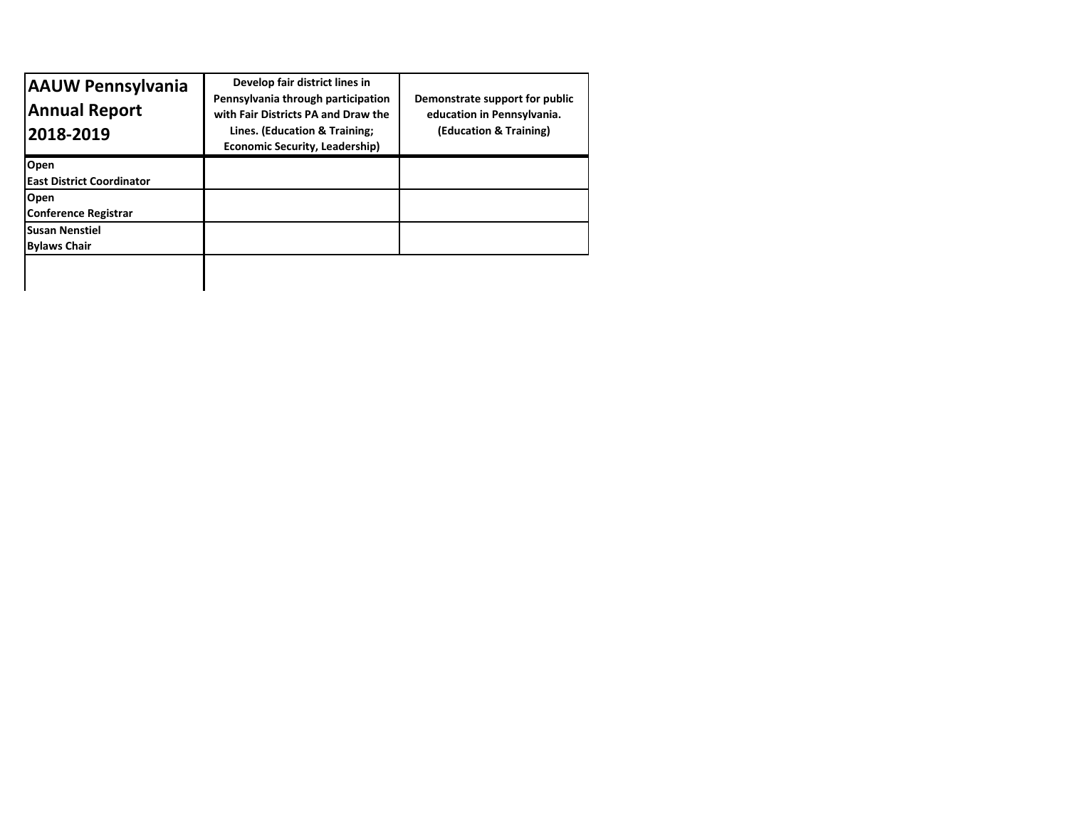| AAUW Pennsylvania Annual Report 2018-2019 | Develop fair district lines in Pennsylvania through participation with Fair Districts PA and Draw the Lines. (Education & Training; Economic Security, Leadership) | Demonstrate support for public education in Pennsylvania. (Education & Training) |
|---|---|---|
| **Open**<br>**East District Coordinator** | | |
| **Open**<br>**Conference Registrar** | | |
| **Susan Nenstiel**<br>**Bylaws Chair** | | |
| | | |